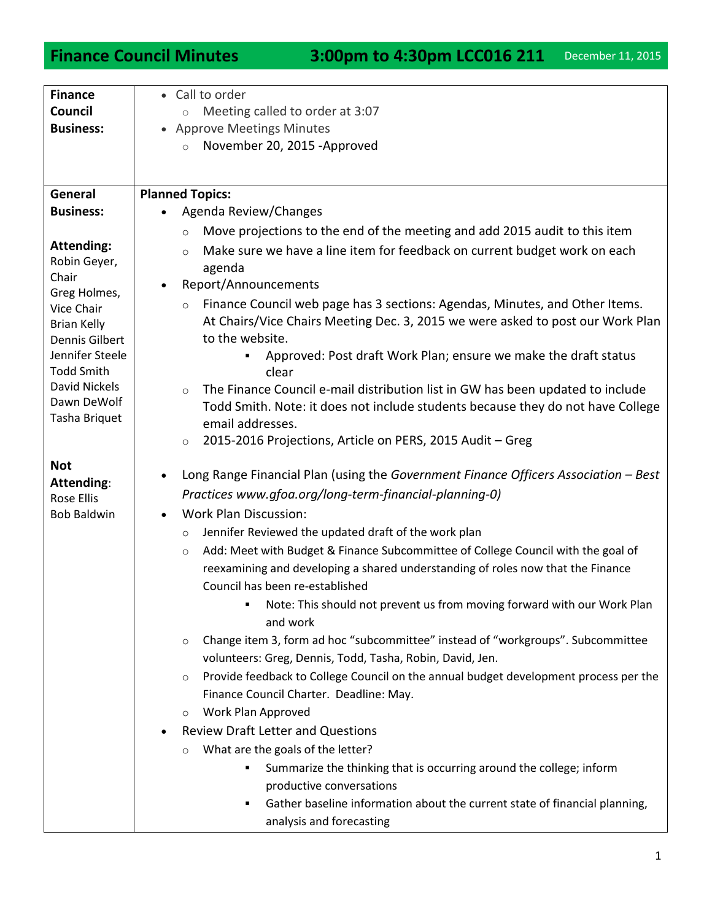# Finance Council Minutes

**3:00pm to 4:30pm LCC016 211** — December 11, 2015

**Finance Council Business:**

- Call to order
  - Meeting called to order at 3:07
- Approve Meetings Minutes
  - November 20, 2015 -Approved

**General Business:**

**Attending:**
Robin Geyer, Chair
Greg Holmes, Vice Chair
Brian Kelly
Dennis Gilbert
Jennifer Steele
Todd Smith
David Nickels
Dawn DeWolf
Tasha Briquet

**Not Attending:**
Rose Ellis
Bob Baldwin

**Planned Topics:**

- Agenda Review/Changes
  - Move projections to the end of the meeting and add 2015 audit to this item
  - Make sure we have a line item for feedback on current budget work on each agenda
- Report/Announcements
  - Finance Council web page has 3 sections: Agendas, Minutes, and Other Items. At Chairs/Vice Chairs Meeting Dec. 3, 2015 we were asked to post our Work Plan to the website.
    - Approved: Post draft Work Plan; ensure we make the draft status clear
  - The Finance Council e-mail distribution list in GW has been updated to include Todd Smith. Note: it does not include students because they do not have College email addresses.
  - 2015-2016 Projections, Article on PERS, 2015 Audit – Greg
- Long Range Financial Plan (using the *Government Finance Officers Association – Best Practices www.gfoa.org/long-term-financial-planning-0)*
- Work Plan Discussion:
  - Jennifer Reviewed the updated draft of the work plan
  - Add: Meet with Budget & Finance Subcommittee of College Council with the goal of reexamining and developing a shared understanding of roles now that the Finance Council has been re-established
    - Note: This should not prevent us from moving forward with our Work Plan and work
  - Change item 3, form ad hoc "subcommittee" instead of "workgroups". Subcommittee volunteers: Greg, Dennis, Todd, Tasha, Robin, David, Jen.
  - Provide feedback to College Council on the annual budget development process per the Finance Council Charter. Deadline: May.
  - Work Plan Approved
- Review Draft Letter and Questions
  - What are the goals of the letter?
    - Summarize the thinking that is occurring around the college; inform productive conversations
    - Gather baseline information about the current state of financial planning, analysis and forecasting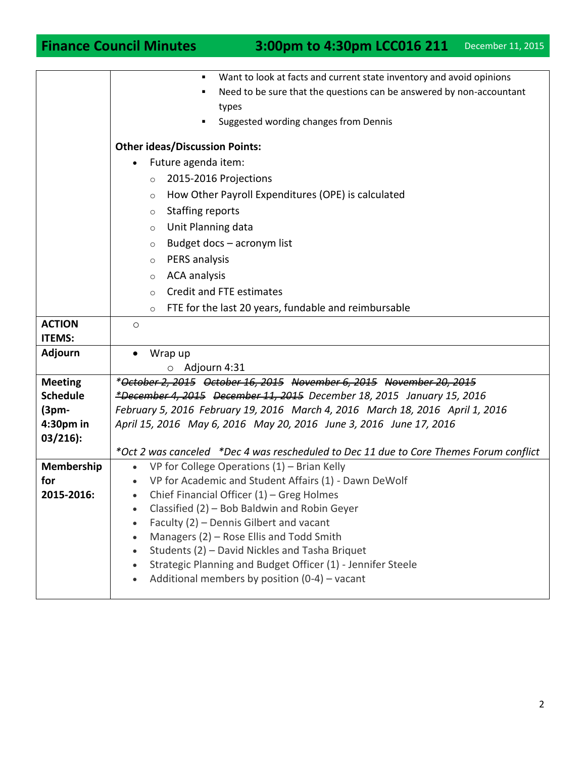| | |
|---|---|
| | ▪ Want to look at facts and current state inventory and avoid opinions<br>▪ Need to be sure that the questions can be answered by non-accountant types<br>▪ Suggested wording changes from Dennis<br><br>**Other ideas/Discussion Points:**<br>• Future agenda item:<br>  ○ 2015-2016 Projections<br>  ○ How Other Payroll Expenditures (OPE) is calculated<br>  ○ Staffing reports<br>  ○ Unit Planning data<br>  ○ Budget docs – acronym list<br>  ○ PERS analysis<br>  ○ ACA analysis<br>  ○ Credit and FTE estimates<br>  ○ FTE for the last 20 years, fundable and reimbursable |
| **ACTION ITEMS:** | ○ |
| **Adjourn** | • Wrap up<br>  ○ Adjourn 4:31 |
| **Meeting Schedule (3pm-4:30pm in 03/216):** | *\*~~October 2, 2015~~ ~~October 16, 2015~~ ~~November 6, 2015~~ ~~November 20, 2015~~ ~~\*December 4, 2015~~ ~~December 11, 2015~~ December 18, 2015 January 15, 2016 February 5, 2016 February 19, 2016 March 4, 2016 March 18, 2016 April 1, 2016 April 15, 2016 May 6, 2016 May 20, 2016 June 3, 2016 June 17, 2016*<br><br>*\*Oct 2 was canceled \*Dec 4 was rescheduled to Dec 11 due to Core Themes Forum conflict* |
| **Membership for 2015-2016:** | • VP for College Operations (1) – Brian Kelly<br>• VP for Academic and Student Affairs (1) - Dawn DeWolf<br>• Chief Financial Officer (1) – Greg Holmes<br>• Classified (2) – Bob Baldwin and Robin Geyer<br>• Faculty (2) – Dennis Gilbert and vacant<br>• Managers (2) – Rose Ellis and Todd Smith<br>• Students (2) – David Nickles and Tasha Briquet<br>• Strategic Planning and Budget Officer (1) - Jennifer Steele<br>• Additional members by position (0-4) – vacant |